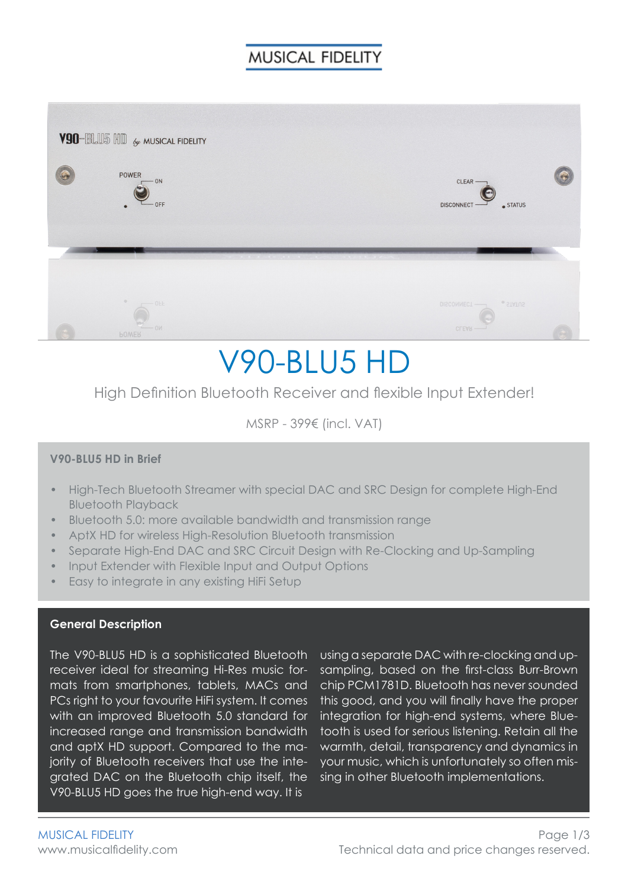# V90-BLU5 HD

High Definition Bluetooth Receiver and flexible Input Extender!

MSRP - 399€ (incl. VAT)

## V90-BLU5 HD in Brief

- High-Tech Bluetooth Streamer with special DAC and SRC Design for complete High-End Bluetooth Playback
- Bluetooth 5.0: more available bandwidth and transmission range
- AptX HD for wireless High-Resolution Bluetooth transmission
- Separate High-End DAC and SRC Circuit Design with Re-Clocking and Up-Sampling
- Input Extender with Flexible Input and Output Options
- Easy to integrate in any existing HiFi Setup

## General Description

The V90-BLU5 HD is a sophisticated Bluetooth receiver ideal for streaming Hi-Res music formats from smartphones, tablets, MACs and PCs right to your favourite HiFi system. It comes with an improved Bluetooth 5.0 standard for increased range and transmission bandwidth and aptX HD support. Compared to the majority of Bluetooth receivers that use the integrated DAC on the Bluetooth chip itself, the V90-BLU5 HD goes the true high-end way. It is using a separate DAC with re-clocking and up-sampling, based on the first-class Burr-Brown chip PCM1781D. Bluetooth has never sounded this good, and you will finally have the proper integration for high-end systems, where Bluetooth is used for serious listening. Retain all the warmth, detail, transparency and dynamics in your music, which is unfortunately so often missing in other Bluetooth implementations.

MUSICAL FIDELITY
www.musicalfidelity.com

Technical data and price changes reserved.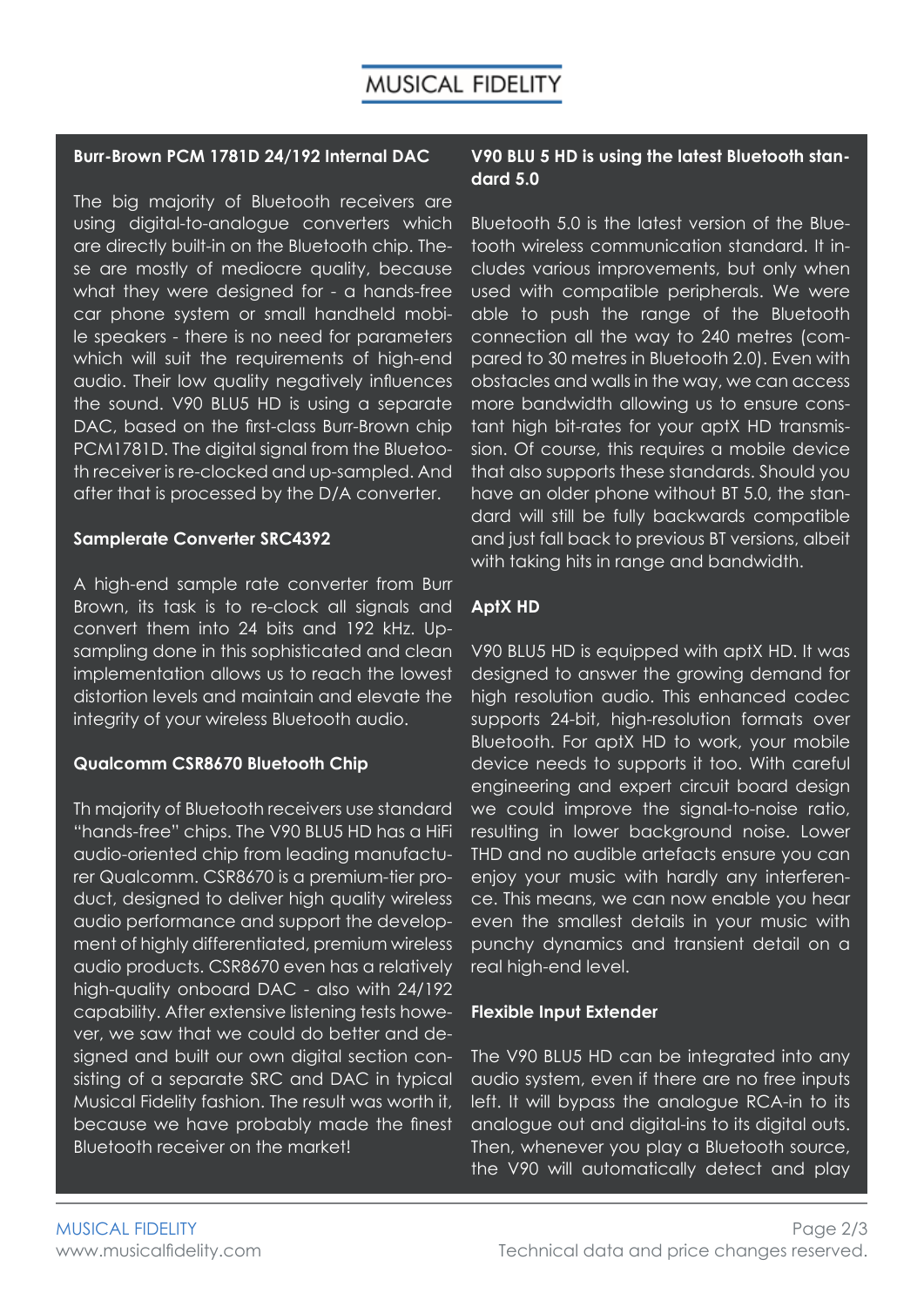### Burr-Brown PCM 1781D 24/192 Internal DAC

The big majority of Bluetooth receivers are using digital-to-analogue converters which are directly built-in on the Bluetooth chip. These are mostly of mediocre quality, because what they were designed for - a hands-free car phone system or small handheld mobile speakers - there is no need for parameters which will suit the requirements of high-end audio. Their low quality negatively influences the sound. V90 BLU5 HD is using a separate DAC, based on the first-class Burr-Brown chip PCM1781D. The digital signal from the Bluetooth receiver is re-clocked and up-sampled. And after that is processed by the D/A converter.

### Samplerate Converter SRC4392

A high-end sample rate converter from Burr Brown, its task is to re-clock all signals and convert them into 24 bits and 192 kHz. Upsampling done in this sophisticated and clean implementation allows us to reach the lowest distortion levels and maintain and elevate the integrity of your wireless Bluetooth audio.

### Qualcomm CSR8670 Bluetooth Chip

Th majority of Bluetooth receivers use standard "hands-free" chips. The V90 BLU5 HD has a HiFi audio-oriented chip from leading manufacturer Qualcomm. CSR8670 is a premium-tier product, designed to deliver high quality wireless audio performance and support the development of highly differentiated, premium wireless audio products. CSR8670 even has a relatively high-quality onboard DAC - also with 24/192 capability. After extensive listening tests however, we saw that we could do better and designed and built our own digital section consisting of a separate SRC and DAC in typical Musical Fidelity fashion. The result was worth it, because we have probably made the finest Bluetooth receiver on the market!

### V90 BLU 5 HD is using the latest Bluetooth standard 5.0

Bluetooth 5.0 is the latest version of the Bluetooth wireless communication standard. It includes various improvements, but only when used with compatible peripherals. We were able to push the range of the Bluetooth connection all the way to 240 metres (compared to 30 metres in Bluetooth 2.0). Even with obstacles and walls in the way, we can access more bandwidth allowing us to ensure constant high bit-rates for your aptX HD transmission. Of course, this requires a mobile device that also supports these standards. Should you have an older phone without BT 5.0, the standard will still be fully backwards compatible and just fall back to previous BT versions, albeit with taking hits in range and bandwidth.

### AptX HD

V90 BLU5 HD is equipped with aptX HD. It was designed to answer the growing demand for high resolution audio. This enhanced codec supports 24-bit, high-resolution formats over Bluetooth. For aptX HD to work, your mobile device needs to supports it too. With careful engineering and expert circuit board design we could improve the signal-to-noise ratio, resulting in lower background noise. Lower THD and no audible artefacts ensure you can enjoy your music with hardly any interference. This means, we can now enable you hear even the smallest details in your music with punchy dynamics and transient detail on a real high-end level.

### Flexible Input Extender

The V90 BLU5 HD can be integrated into any audio system, even if there are no free inputs left. It will bypass the analogue RCA-in to its analogue out and digital-ins to its digital outs. Then, whenever you play a Bluetooth source, the V90 will automatically detect and play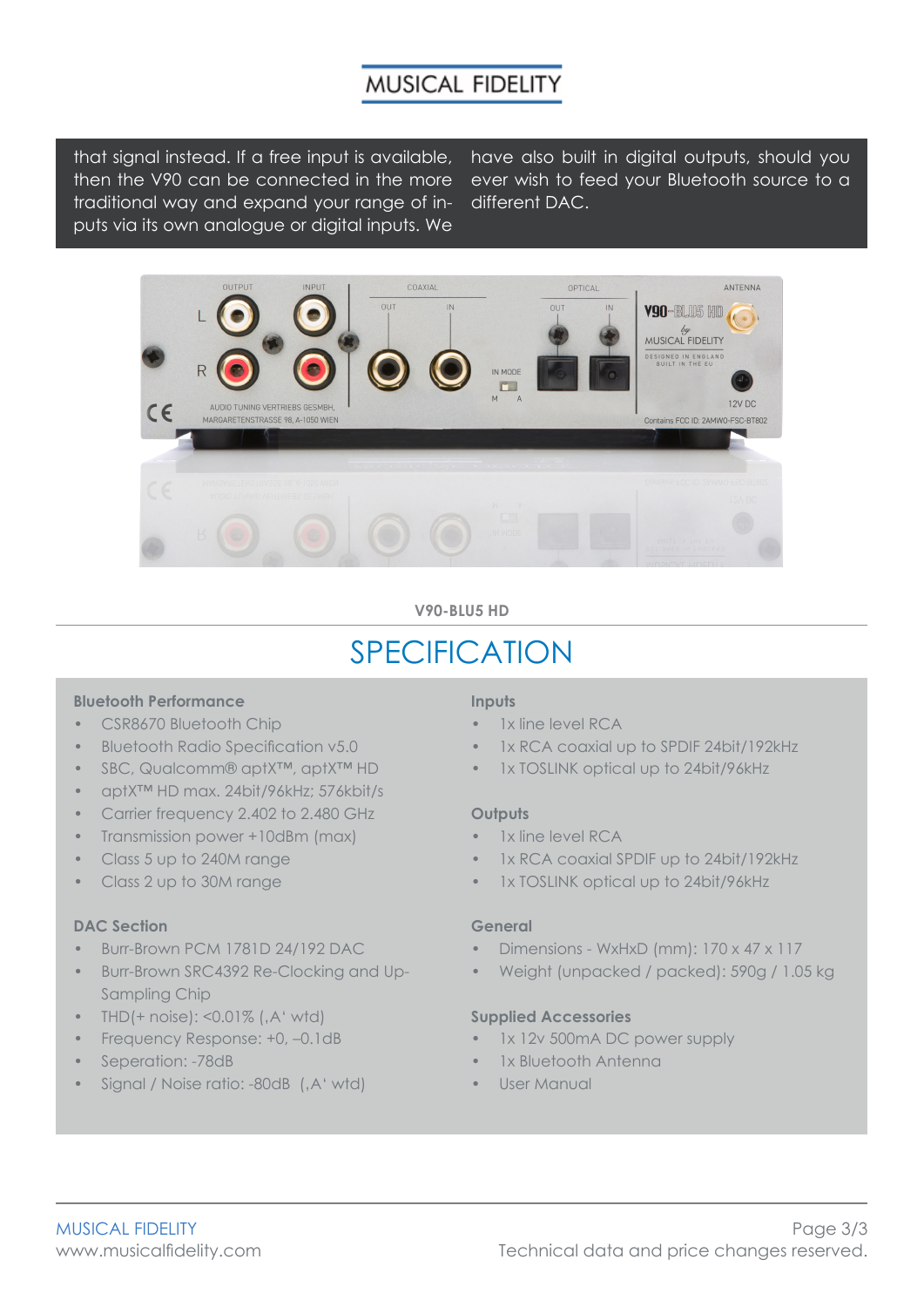that signal instead. If a free input is available, then the V90 can be connected in the more traditional way and expand your range of inputs via its own analogue or digital inputs. We have also built in digital outputs, should you ever wish to feed your Bluetooth source to a different DAC.

V90-BLU5 HD

# SPECIFICATION

### Bluetooth Performance

- CSR8670 Bluetooth Chip
- Bluetooth Radio Specification v5.0
- SBC, Qualcomm® aptX™, aptX™ HD
- aptX™ HD max. 24bit/96kHz; 576kbit/s
- Carrier frequency 2.402 to 2.480 GHz
- Transmission power +10dBm (max)
- Class 5 up to 240M range
- Class 2 up to 30M range

### DAC Section

- Burr-Brown PCM 1781D 24/192 DAC
- Burr-Brown SRC4392 Re-Clocking and Up-Sampling Chip
- THD(+ noise): <0.01% (‚A' wtd)
- Frequency Response: +0, –0.1dB
- Seperation: -78dB
- Signal / Noise ratio: -80dB (‚A' wtd)

### Inputs

- 1x line level RCA
- 1x RCA coaxial up to SPDIF 24bit/192kHz
- 1x TOSLINK optical up to 24bit/96kHz

### Outputs

- 1x line level RCA
- 1x RCA coaxial SPDIF up to 24bit/192kHz
- 1x TOSLINK optical up to 24bit/96kHz

### General

- Dimensions - WxHxD (mm): 170 x 47 x 117
- Weight (unpacked / packed): 590g / 1.05 kg

### Supplied Accessories

- 1x 12v 500mA DC power supply
- 1x Bluetooth Antenna
- User Manual

MUSICAL FIDELITY
www.musicalfidelity.com

Technical data and price changes reserved.